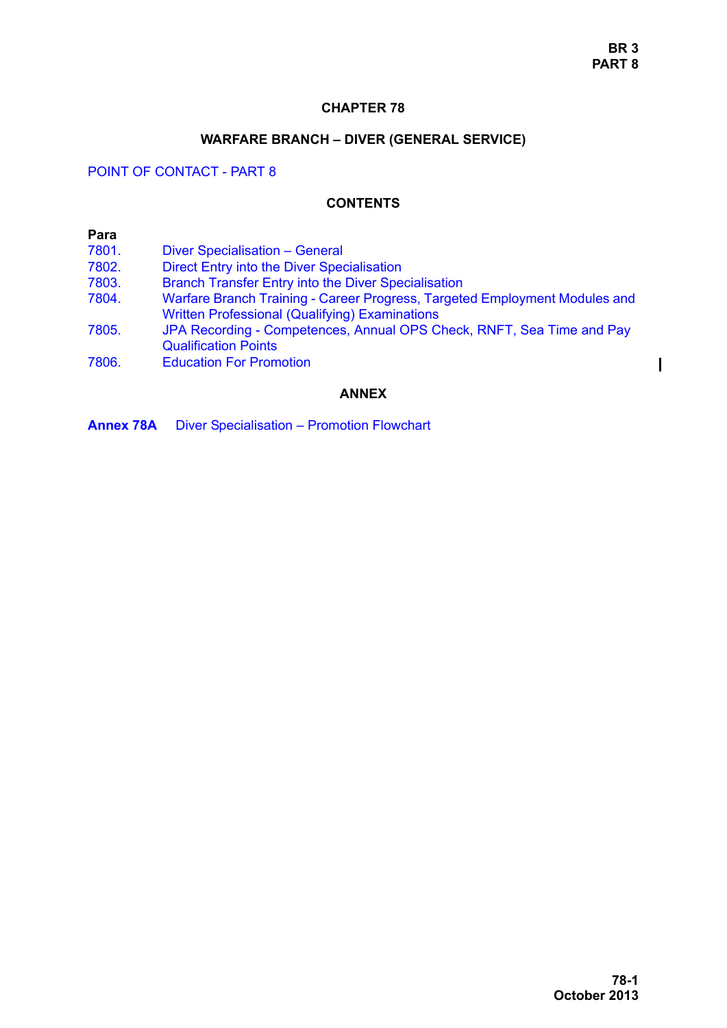# CHAPTER 78

## WARFARE BRANCH – DIVER (GENERAL SERVICE)

POINT OF CONTACT - PART 8

### CONTENTS

| Para | |
|---|---|
| 7801. | Diver Specialisation – General |
| 7802. | Direct Entry into the Diver Specialisation |
| 7803. | Branch Transfer Entry into the Diver Specialisation |
| 7804. | Warfare Branch Training - Career Progress, Targeted Employment Modules and Written Professional (Qualifying) Examinations |
| 7805. | JPA Recording - Competences, Annual OPS Check, RNFT, Sea Time and Pay Qualification Points |
| 7806. | Education For Promotion |

### ANNEX

**Annex 78A** Diver Specialisation – Promotion Flowchart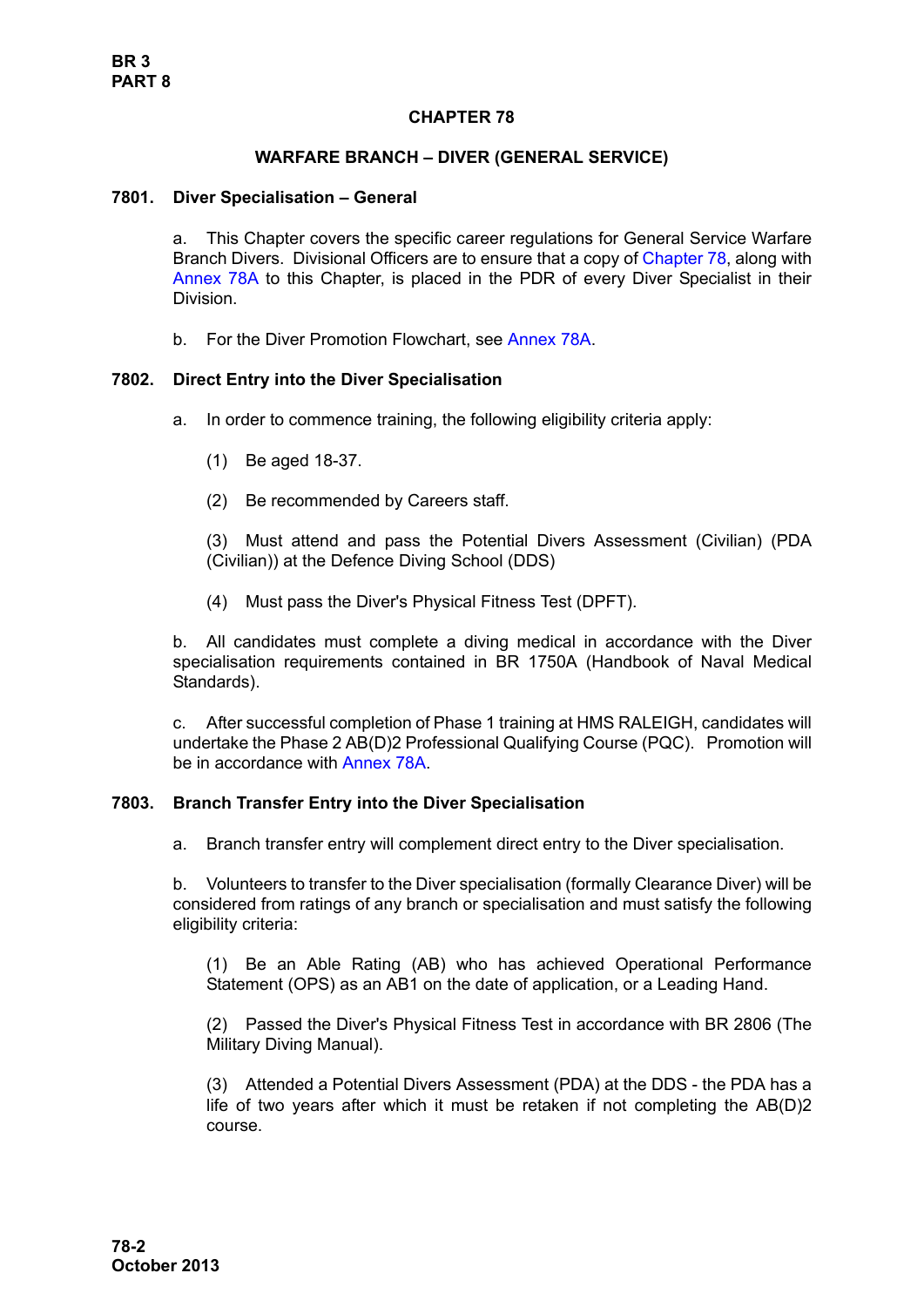# CHAPTER 78

## WARFARE BRANCH – DIVER (GENERAL SERVICE)

### 7801. Diver Specialisation – General

a. This Chapter covers the specific career regulations for General Service Warfare Branch Divers. Divisional Officers are to ensure that a copy of Chapter 78, along with Annex 78A to this Chapter, is placed in the PDR of every Diver Specialist in their Division.

b. For the Diver Promotion Flowchart, see Annex 78A.

### 7802. Direct Entry into the Diver Specialisation

a. In order to commence training, the following eligibility criteria apply:

(1) Be aged 18-37.

(2) Be recommended by Careers staff.

(3) Must attend and pass the Potential Divers Assessment (Civilian) (PDA (Civilian)) at the Defence Diving School (DDS)

(4) Must pass the Diver's Physical Fitness Test (DPFT).

b. All candidates must complete a diving medical in accordance with the Diver specialisation requirements contained in BR 1750A (Handbook of Naval Medical Standards).

c. After successful completion of Phase 1 training at HMS RALEIGH, candidates will undertake the Phase 2 AB(D)2 Professional Qualifying Course (PQC). Promotion will be in accordance with Annex 78A.

### 7803. Branch Transfer Entry into the Diver Specialisation

a. Branch transfer entry will complement direct entry to the Diver specialisation.

b. Volunteers to transfer to the Diver specialisation (formally Clearance Diver) will be considered from ratings of any branch or specialisation and must satisfy the following eligibility criteria:

(1) Be an Able Rating (AB) who has achieved Operational Performance Statement (OPS) as an AB1 on the date of application, or a Leading Hand.

(2) Passed the Diver's Physical Fitness Test in accordance with BR 2806 (The Military Diving Manual).

(3) Attended a Potential Divers Assessment (PDA) at the DDS - the PDA has a life of two years after which it must be retaken if not completing the AB(D)2 course.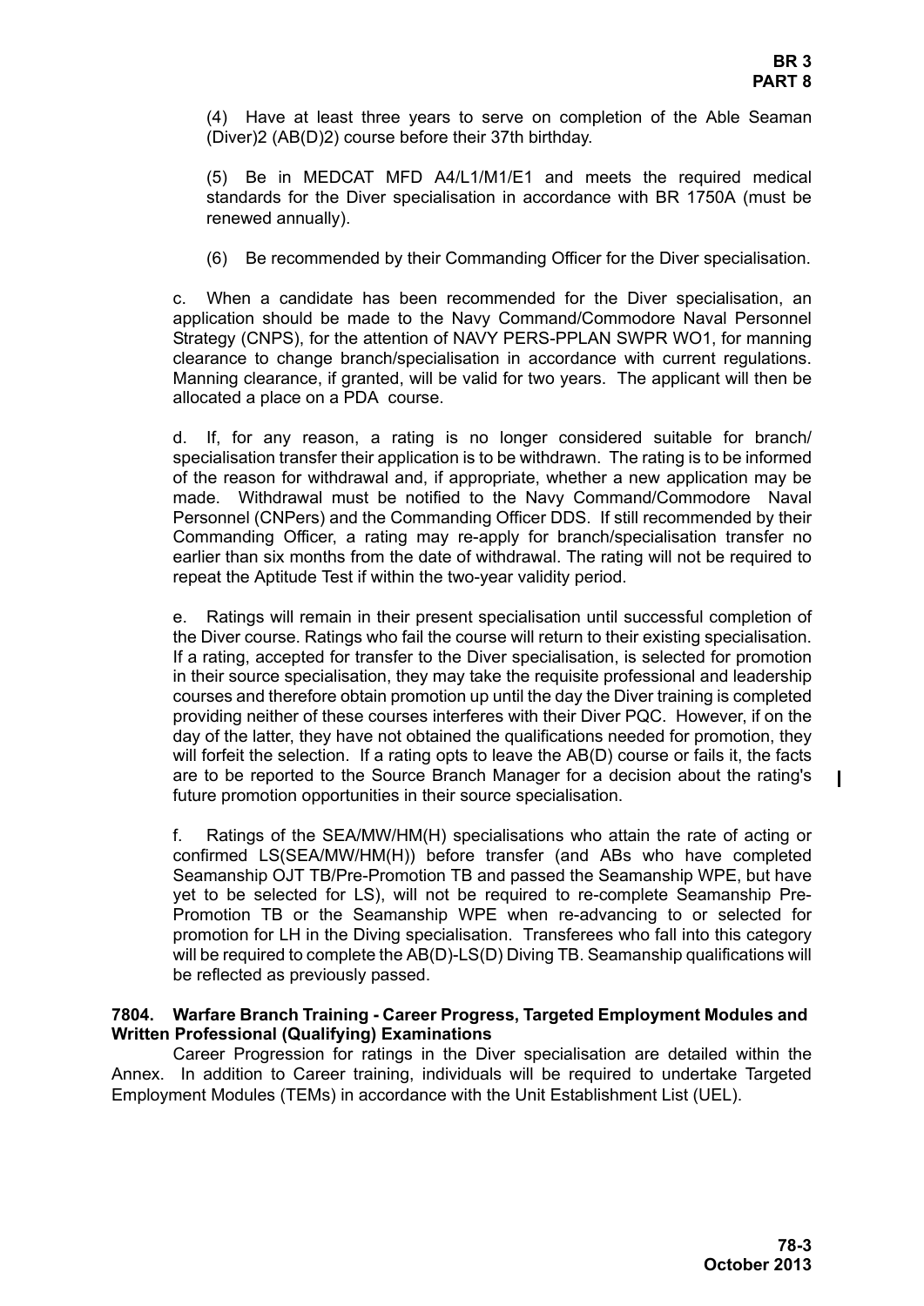(4) Have at least three years to serve on completion of the Able Seaman (Diver)2 (AB(D)2) course before their 37th birthday.

(5) Be in MEDCAT MFD A4/L1/M1/E1 and meets the required medical standards for the Diver specialisation in accordance with BR 1750A (must be renewed annually).

(6) Be recommended by their Commanding Officer for the Diver specialisation.

c. When a candidate has been recommended for the Diver specialisation, an application should be made to the Navy Command/Commodore Naval Personnel Strategy (CNPS), for the attention of NAVY PERS-PPLAN SWPR WO1, for manning clearance to change branch/specialisation in accordance with current regulations. Manning clearance, if granted, will be valid for two years. The applicant will then be allocated a place on a PDA course.

d. If, for any reason, a rating is no longer considered suitable for branch/ specialisation transfer their application is to be withdrawn. The rating is to be informed of the reason for withdrawal and, if appropriate, whether a new application may be made. Withdrawal must be notified to the Navy Command/Commodore Naval Personnel (CNPers) and the Commanding Officer DDS. If still recommended by their Commanding Officer, a rating may re-apply for branch/specialisation transfer no earlier than six months from the date of withdrawal. The rating will not be required to repeat the Aptitude Test if within the two-year validity period.

e. Ratings will remain in their present specialisation until successful completion of the Diver course. Ratings who fail the course will return to their existing specialisation. If a rating, accepted for transfer to the Diver specialisation, is selected for promotion in their source specialisation, they may take the requisite professional and leadership courses and therefore obtain promotion up until the day the Diver training is completed providing neither of these courses interferes with their Diver PQC. However, if on the day of the latter, they have not obtained the qualifications needed for promotion, they will forfeit the selection. If a rating opts to leave the AB(D) course or fails it, the facts are to be reported to the Source Branch Manager for a decision about the rating's future promotion opportunities in their source specialisation.

f. Ratings of the SEA/MW/HM(H) specialisations who attain the rate of acting or confirmed LS(SEA/MW/HM(H)) before transfer (and ABs who have completed Seamanship OJT TB/Pre-Promotion TB and passed the Seamanship WPE, but have yet to be selected for LS), will not be required to re-complete Seamanship Pre-Promotion TB or the Seamanship WPE when re-advancing to or selected for promotion for LH in the Diving specialisation. Transferees who fall into this category will be required to complete the AB(D)-LS(D) Diving TB. Seamanship qualifications will be reflected as previously passed.

**7804. Warfare Branch Training - Career Progress, Targeted Employment Modules and Written Professional (Qualifying) Examinations**

Career Progression for ratings in the Diver specialisation are detailed within the Annex. In addition to Career training, individuals will be required to undertake Targeted Employment Modules (TEMs) in accordance with the Unit Establishment List (UEL).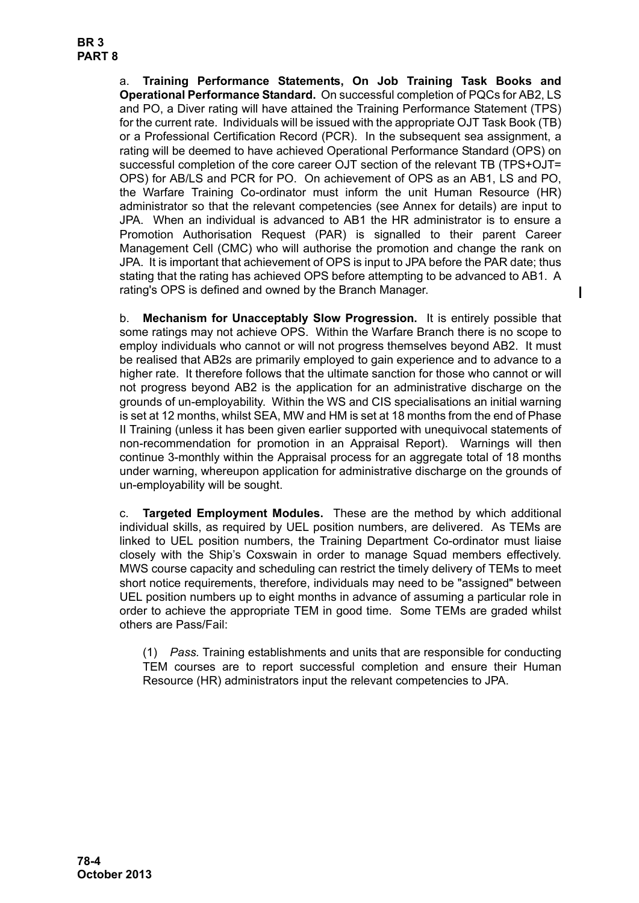a. **Training Performance Statements, On Job Training Task Books and Operational Performance Standard.** On successful completion of PQCs for AB2, LS and PO, a Diver rating will have attained the Training Performance Statement (TPS) for the current rate. Individuals will be issued with the appropriate OJT Task Book (TB) or a Professional Certification Record (PCR). In the subsequent sea assignment, a rating will be deemed to have achieved Operational Performance Standard (OPS) on successful completion of the core career OJT section of the relevant TB (TPS+OJT= OPS) for AB/LS and PCR for PO. On achievement of OPS as an AB1, LS and PO, the Warfare Training Co-ordinator must inform the unit Human Resource (HR) administrator so that the relevant competencies (see Annex for details) are input to JPA. When an individual is advanced to AB1 the HR administrator is to ensure a Promotion Authorisation Request (PAR) is signalled to their parent Career Management Cell (CMC) who will authorise the promotion and change the rank on JPA. It is important that achievement of OPS is input to JPA before the PAR date; thus stating that the rating has achieved OPS before attempting to be advanced to AB1. A rating's OPS is defined and owned by the Branch Manager.

b. **Mechanism for Unacceptably Slow Progression.** It is entirely possible that some ratings may not achieve OPS. Within the Warfare Branch there is no scope to employ individuals who cannot or will not progress themselves beyond AB2. It must be realised that AB2s are primarily employed to gain experience and to advance to a higher rate. It therefore follows that the ultimate sanction for those who cannot or will not progress beyond AB2 is the application for an administrative discharge on the grounds of un-employability. Within the WS and CIS specialisations an initial warning is set at 12 months, whilst SEA, MW and HM is set at 18 months from the end of Phase II Training (unless it has been given earlier supported with unequivocal statements of non-recommendation for promotion in an Appraisal Report). Warnings will then continue 3-monthly within the Appraisal process for an aggregate total of 18 months under warning, whereupon application for administrative discharge on the grounds of un-employability will be sought.

c. **Targeted Employment Modules.** These are the method by which additional individual skills, as required by UEL position numbers, are delivered. As TEMs are linked to UEL position numbers, the Training Department Co-ordinator must liaise closely with the Ship's Coxswain in order to manage Squad members effectively. MWS course capacity and scheduling can restrict the timely delivery of TEMs to meet short notice requirements, therefore, individuals may need to be "assigned" between UEL position numbers up to eight months in advance of assuming a particular role in order to achieve the appropriate TEM in good time. Some TEMs are graded whilst others are Pass/Fail:

(1) *Pass.* Training establishments and units that are responsible for conducting TEM courses are to report successful completion and ensure their Human Resource (HR) administrators input the relevant competencies to JPA.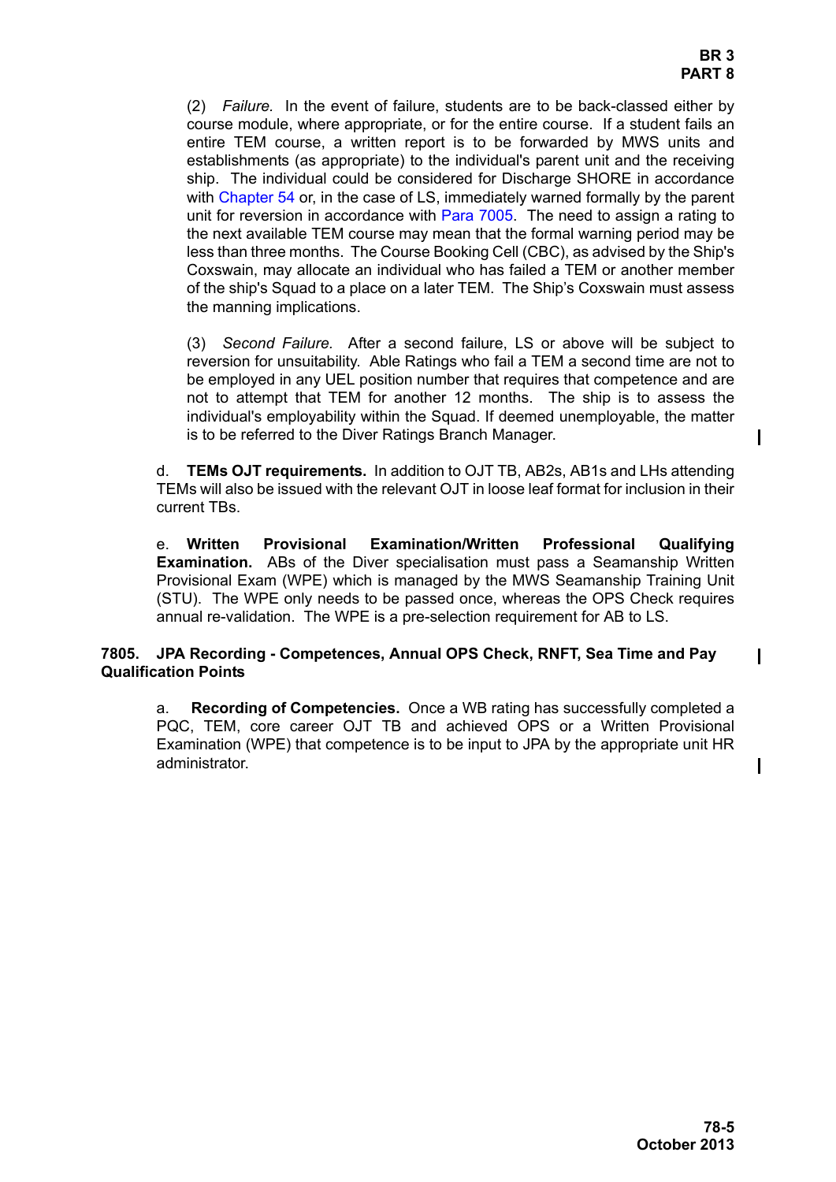(2) *Failure.* In the event of failure, students are to be back-classed either by course module, where appropriate, or for the entire course. If a student fails an entire TEM course, a written report is to be forwarded by MWS units and establishments (as appropriate) to the individual's parent unit and the receiving ship. The individual could be considered for Discharge SHORE in accordance with Chapter 54 or, in the case of LS, immediately warned formally by the parent unit for reversion in accordance with Para 7005. The need to assign a rating to the next available TEM course may mean that the formal warning period may be less than three months. The Course Booking Cell (CBC), as advised by the Ship's Coxswain, may allocate an individual who has failed a TEM or another member of the ship's Squad to a place on a later TEM. The Ship's Coxswain must assess the manning implications.

(3) *Second Failure.* After a second failure, LS or above will be subject to reversion for unsuitability. Able Ratings who fail a TEM a second time are not to be employed in any UEL position number that requires that competence and are not to attempt that TEM for another 12 months. The ship is to assess the individual's employability within the Squad. If deemed unemployable, the matter is to be referred to the Diver Ratings Branch Manager.

d. **TEMs OJT requirements.** In addition to OJT TB, AB2s, AB1s and LHs attending TEMs will also be issued with the relevant OJT in loose leaf format for inclusion in their current TBs.

e. **Written Provisional Examination/Written Professional Qualifying Examination.** ABs of the Diver specialisation must pass a Seamanship Written Provisional Exam (WPE) which is managed by the MWS Seamanship Training Unit (STU). The WPE only needs to be passed once, whereas the OPS Check requires annual re-validation. The WPE is a pre-selection requirement for AB to LS.

### 7805. JPA Recording - Competences, Annual OPS Check, RNFT, Sea Time and Pay Qualification Points

a. **Recording of Competencies.** Once a WB rating has successfully completed a PQC, TEM, core career OJT TB and achieved OPS or a Written Provisional Examination (WPE) that competence is to be input to JPA by the appropriate unit HR administrator.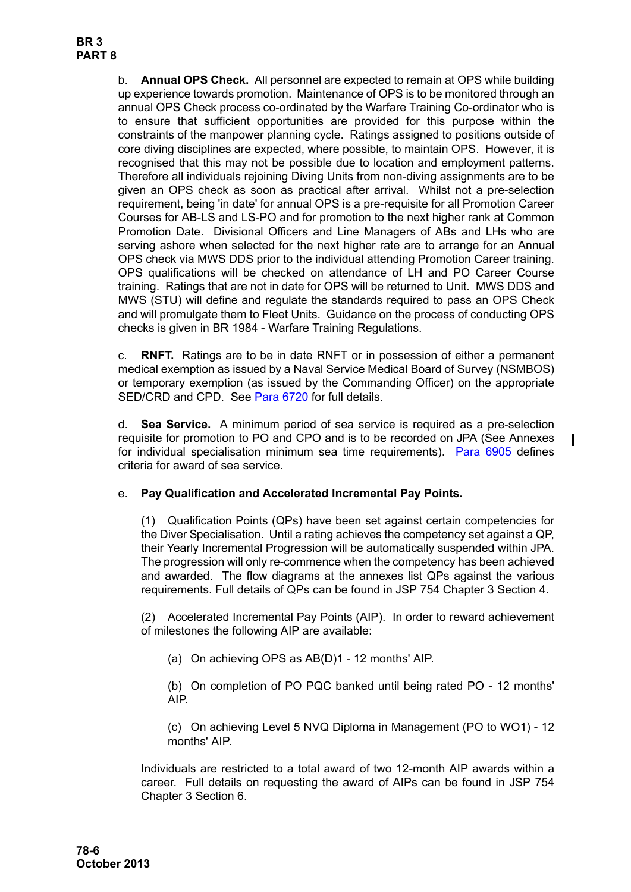b. **Annual OPS Check.** All personnel are expected to remain at OPS while building up experience towards promotion. Maintenance of OPS is to be monitored through an annual OPS Check process co-ordinated by the Warfare Training Co-ordinator who is to ensure that sufficient opportunities are provided for this purpose within the constraints of the manpower planning cycle. Ratings assigned to positions outside of core diving disciplines are expected, where possible, to maintain OPS. However, it is recognised that this may not be possible due to location and employment patterns. Therefore all individuals rejoining Diving Units from non-diving assignments are to be given an OPS check as soon as practical after arrival. Whilst not a pre-selection requirement, being 'in date' for annual OPS is a pre-requisite for all Promotion Career Courses for AB-LS and LS-PO and for promotion to the next higher rank at Common Promotion Date. Divisional Officers and Line Managers of ABs and LHs who are serving ashore when selected for the next higher rate are to arrange for an Annual OPS check via MWS DDS prior to the individual attending Promotion Career training. OPS qualifications will be checked on attendance of LH and PO Career Course training. Ratings that are not in date for OPS will be returned to Unit. MWS DDS and MWS (STU) will define and regulate the standards required to pass an OPS Check and will promulgate them to Fleet Units. Guidance on the process of conducting OPS checks is given in BR 1984 - Warfare Training Regulations.

c. **RNFT.** Ratings are to be in date RNFT or in possession of either a permanent medical exemption as issued by a Naval Service Medical Board of Survey (NSMBOS) or temporary exemption (as issued by the Commanding Officer) on the appropriate SED/CRD and CPD. See Para 6720 for full details.

d. **Sea Service.** A minimum period of sea service is required as a pre-selection requisite for promotion to PO and CPO and is to be recorded on JPA (See Annexes for individual specialisation minimum sea time requirements). Para 6905 defines criteria for award of sea service.

e. **Pay Qualification and Accelerated Incremental Pay Points.**

(1) Qualification Points (QPs) have been set against certain competencies for the Diver Specialisation. Until a rating achieves the competency set against a QP, their Yearly Incremental Progression will be automatically suspended within JPA. The progression will only re-commence when the competency has been achieved and awarded. The flow diagrams at the annexes list QPs against the various requirements. Full details of QPs can be found in JSP 754 Chapter 3 Section 4.

(2) Accelerated Incremental Pay Points (AIP). In order to reward achievement of milestones the following AIP are available:

(a) On achieving OPS as AB(D)1 - 12 months' AIP.

(b) On completion of PO PQC banked until being rated PO - 12 months' AIP.

(c) On achieving Level 5 NVQ Diploma in Management (PO to WO1) - 12 months' AIP.

Individuals are restricted to a total award of two 12-month AIP awards within a career. Full details on requesting the award of AIPs can be found in JSP 754 Chapter 3 Section 6.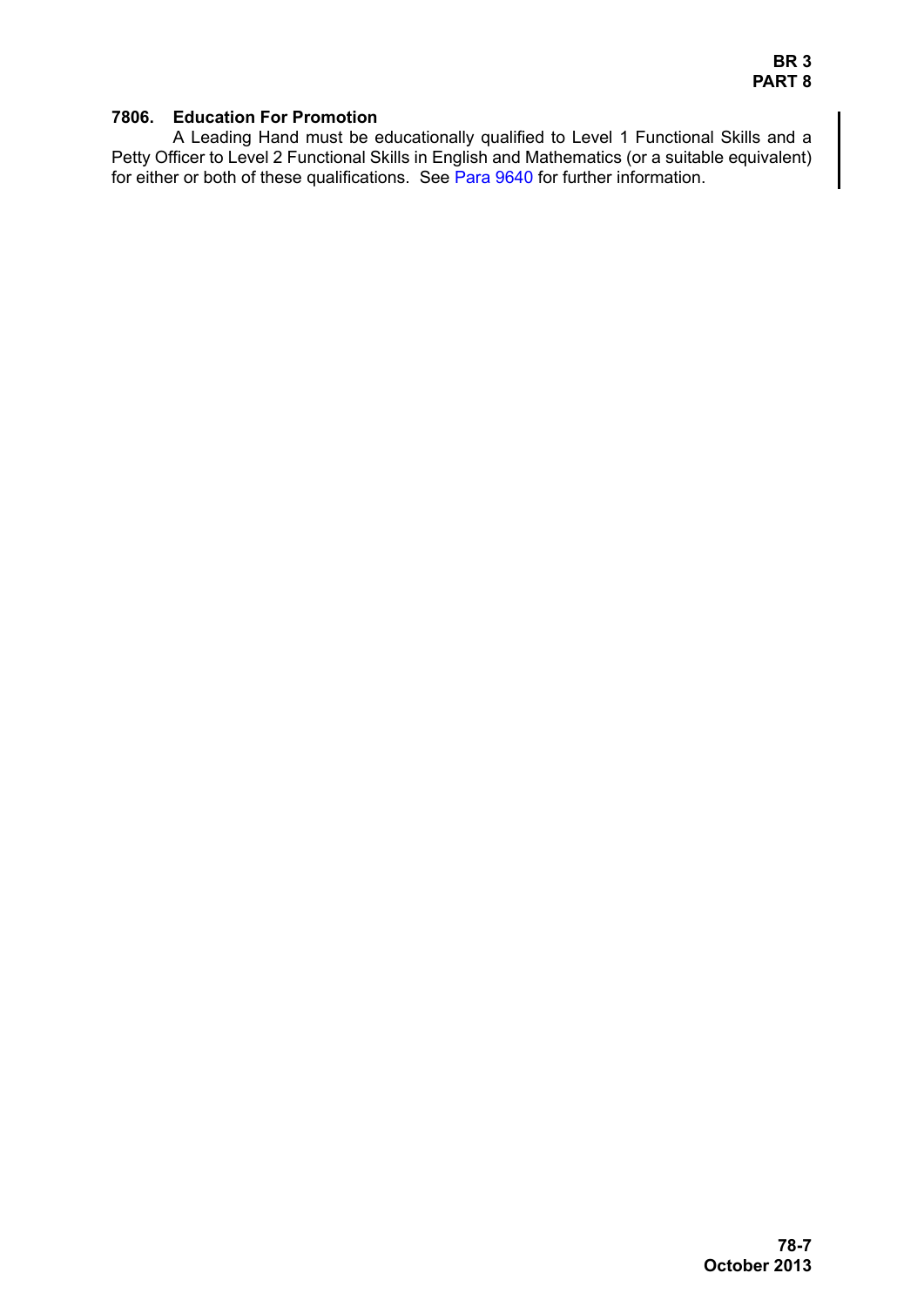### 7806. Education For Promotion

A Leading Hand must be educationally qualified to Level 1 Functional Skills and a Petty Officer to Level 2 Functional Skills in English and Mathematics (or a suitable equivalent) for either or both of these qualifications. See Para 9640 for further information.